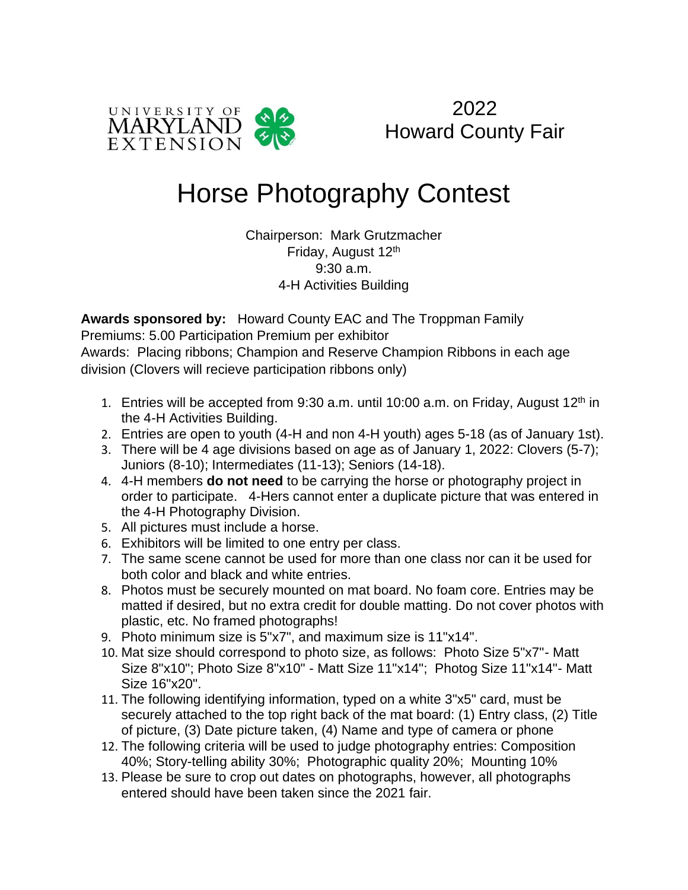UNIVERSITY OF MARYLAND EXTENSION

2022
Howard County Fair

# Horse Photography Contest

Chairperson: Mark Grutzmacher
Friday, August 12th
9:30 a.m.
4-H Activities Building

**Awards sponsored by:** Howard County EAC and The Troppman Family
Premiums: 5.00 Participation Premium per exhibitor
Awards: Placing ribbons; Champion and Reserve Champion Ribbons in each age division (Clovers will recieve participation ribbons only)

1. Entries will be accepted from 9:30 a.m. until 10:00 a.m. on Friday, August 12th in the 4-H Activities Building.
2. Entries are open to youth (4-H and non 4-H youth) ages 5-18 (as of January 1st).
3. There will be 4 age divisions based on age as of January 1, 2022: Clovers (5-7); Juniors (8-10); Intermediates (11-13); Seniors (14-18).
4. 4-H members **do not need** to be carrying the horse or photography project in order to participate. 4-Hers cannot enter a duplicate picture that was entered in the 4-H Photography Division.
5. All pictures must include a horse.
6. Exhibitors will be limited to one entry per class.
7. The same scene cannot be used for more than one class nor can it be used for both color and black and white entries.
8. Photos must be securely mounted on mat board. No foam core. Entries may be matted if desired, but no extra credit for double matting. Do not cover photos with plastic, etc. No framed photographs!
9. Photo minimum size is 5"x7", and maximum size is 11"x14".
10. Mat size should correspond to photo size, as follows: Photo Size 5"x7"- Matt Size 8"x10"; Photo Size 8"x10" - Matt Size 11"x14"; Photog Size 11"x14"- Matt Size 16"x20".
11. The following identifying information, typed on a white 3"x5" card, must be securely attached to the top right back of the mat board: (1) Entry class, (2) Title of picture, (3) Date picture taken, (4) Name and type of camera or phone
12. The following criteria will be used to judge photography entries: Composition 40%; Story-telling ability 30%; Photographic quality 20%; Mounting 10%
13. Please be sure to crop out dates on photographs, however, all photographs entered should have been taken since the 2021 fair.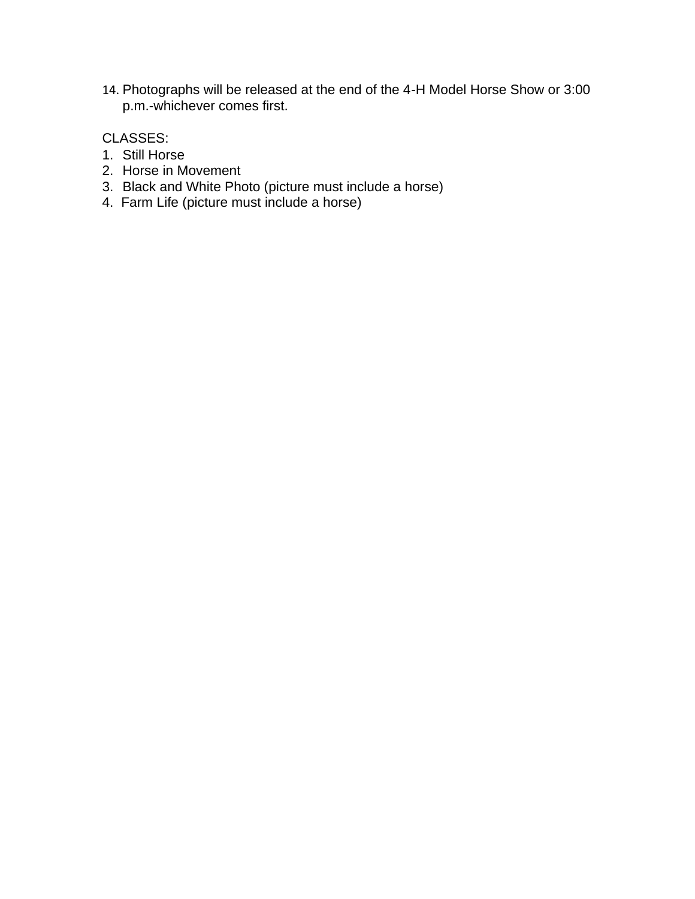14. Photographs will be released at the end of the 4-H Model Horse Show or 3:00 p.m.-whichever comes first.

CLASSES:

1. Still Horse
2. Horse in Movement
3. Black and White Photo (picture must include a horse)
4. Farm Life (picture must include a horse)